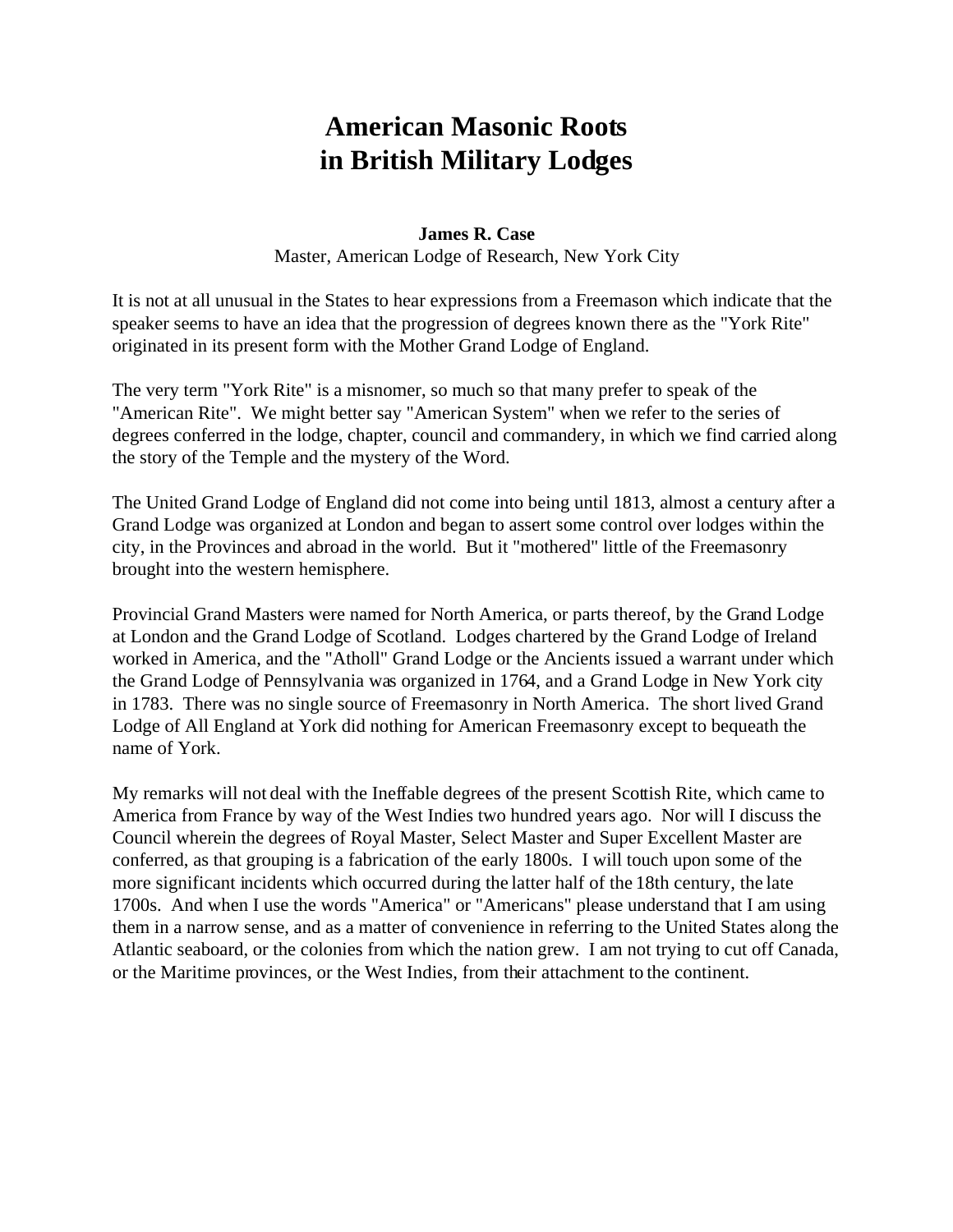# American Masonic Roots in British Military Lodges

**James R. Case**
Master, American Lodge of Research, New York City

It is not at all unusual in the States to hear expressions from a Freemason which indicate that the speaker seems to have an idea that the progression of degrees known there as the "York Rite" originated in its present form with the Mother Grand Lodge of England.

The very term "York Rite" is a misnomer, so much so that many prefer to speak of the "American Rite". We might better say "American System" when we refer to the series of degrees conferred in the lodge, chapter, council and commandery, in which we find carried along the story of the Temple and the mystery of the Word.

The United Grand Lodge of England did not come into being until 1813, almost a century after a Grand Lodge was organized at London and began to assert some control over lodges within the city, in the Provinces and abroad in the world. But it "mothered" little of the Freemasonry brought into the western hemisphere.

Provincial Grand Masters were named for North America, or parts thereof, by the Grand Lodge at London and the Grand Lodge of Scotland. Lodges chartered by the Grand Lodge of Ireland worked in America, and the "Atholl" Grand Lodge or the Ancients issued a warrant under which the Grand Lodge of Pennsylvania was organized in 1764, and a Grand Lodge in New York city in 1783. There was no single source of Freemasonry in North America. The short lived Grand Lodge of All England at York did nothing for American Freemasonry except to bequeath the name of York.

My remarks will not deal with the Ineffable degrees of the present Scottish Rite, which came to America from France by way of the West Indies two hundred years ago. Nor will I discuss the Council wherein the degrees of Royal Master, Select Master and Super Excellent Master are conferred, as that grouping is a fabrication of the early 1800s. I will touch upon some of the more significant incidents which occurred during the latter half of the 18th century, the late 1700s. And when I use the words "America" or "Americans" please understand that I am using them in a narrow sense, and as a matter of convenience in referring to the United States along the Atlantic seaboard, or the colonies from which the nation grew. I am not trying to cut off Canada, or the Maritime provinces, or the West Indies, from their attachment to the continent.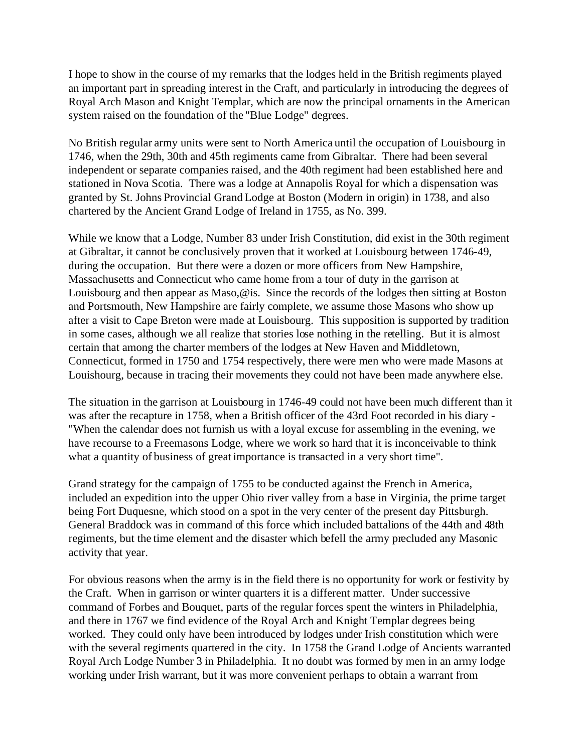I hope to show in the course of my remarks that the lodges held in the British regiments played an important part in spreading interest in the Craft, and particularly in introducing the degrees of Royal Arch Mason and Knight Templar, which are now the principal ornaments in the American system raised on the foundation of the "Blue Lodge" degrees.

No British regular army units were sent to North America until the occupation of Louisbourg in 1746, when the 29th, 30th and 45th regiments came from Gibraltar. There had been several independent or separate companies raised, and the 40th regiment had been established here and stationed in Nova Scotia. There was a lodge at Annapolis Royal for which a dispensation was granted by St. Johns Provincial Grand Lodge at Boston (Modern in origin) in 1738, and also chartered by the Ancient Grand Lodge of Ireland in 1755, as No. 399.

While we know that a Lodge, Number 83 under Irish Constitution, did exist in the 30th regiment at Gibraltar, it cannot be conclusively proven that it worked at Louisbourg between 1746-49, during the occupation. But there were a dozen or more officers from New Hampshire, Massachusetts and Connecticut who came home from a tour of duty in the garrison at Louisbourg and then appear as Maso,@is. Since the records of the lodges then sitting at Boston and Portsmouth, New Hampshire are fairly complete, we assume those Masons who show up after a visit to Cape Breton were made at Louisbourg. This supposition is supported by tradition in some cases, although we all realize that stories lose nothing in the retelling. But it is almost certain that among the charter members of the lodges at New Haven and Middletown, Connecticut, formed in 1750 and 1754 respectively, there were men who were made Masons at Louishourg, because in tracing their movements they could not have been made anywhere else.

The situation in the garrison at Louisbourg in 1746-49 could not have been much different than it was after the recapture in 1758, when a British officer of the 43rd Foot recorded in his diary - "When the calendar does not furnish us with a loyal excuse for assembling in the evening, we have recourse to a Freemasons Lodge, where we work so hard that it is inconceivable to think what a quantity of business of great importance is transacted in a very short time".

Grand strategy for the campaign of 1755 to be conducted against the French in America, included an expedition into the upper Ohio river valley from a base in Virginia, the prime target being Fort Duquesne, which stood on a spot in the very center of the present day Pittsburgh. General Braddock was in command of this force which included battalions of the 44th and 48th regiments, but the time element and the disaster which befell the army precluded any Masonic activity that year.

For obvious reasons when the army is in the field there is no opportunity for work or festivity by the Craft. When in garrison or winter quarters it is a different matter. Under successive command of Forbes and Bouquet, parts of the regular forces spent the winters in Philadelphia, and there in 1767 we find evidence of the Royal Arch and Knight Templar degrees being worked. They could only have been introduced by lodges under Irish constitution which were with the several regiments quartered in the city. In 1758 the Grand Lodge of Ancients warranted Royal Arch Lodge Number 3 in Philadelphia. It no doubt was formed by men in an army lodge working under Irish warrant, but it was more convenient perhaps to obtain a warrant from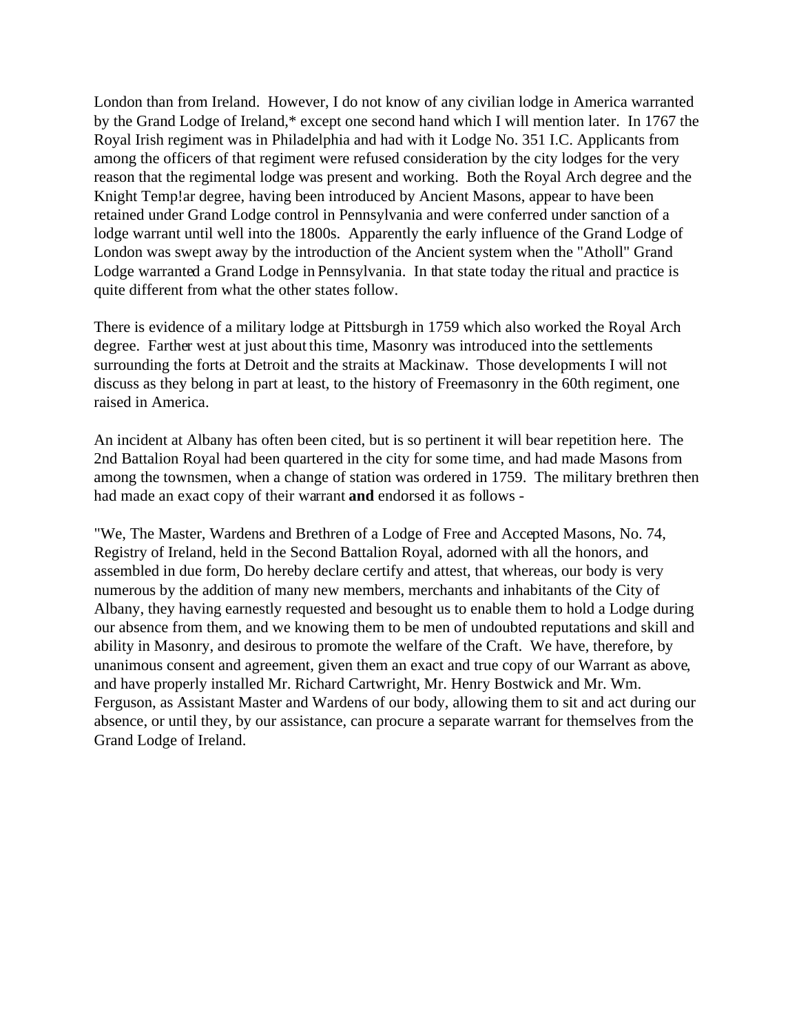London than from Ireland. However, I do not know of any civilian lodge in America warranted by the Grand Lodge of Ireland,* except one second hand which I will mention later. In 1767 the Royal Irish regiment was in Philadelphia and had with it Lodge No. 351 I.C. Applicants from among the officers of that regiment were refused consideration by the city lodges for the very reason that the regimental lodge was present and working. Both the Royal Arch degree and the Knight Temp!ar degree, having been introduced by Ancient Masons, appear to have been retained under Grand Lodge control in Pennsylvania and were conferred under sanction of a lodge warrant until well into the 1800s. Apparently the early influence of the Grand Lodge of London was swept away by the introduction of the Ancient system when the "Atholl" Grand Lodge warranted a Grand Lodge in Pennsylvania. In that state today the ritual and practice is quite different from what the other states follow.

There is evidence of a military lodge at Pittsburgh in 1759 which also worked the Royal Arch degree. Farther west at just about this time, Masonry was introduced into the settlements surrounding the forts at Detroit and the straits at Mackinaw. Those developments I will not discuss as they belong in part at least, to the history of Freemasonry in the 60th regiment, one raised in America.

An incident at Albany has often been cited, but is so pertinent it will bear repetition here. The 2nd Battalion Royal had been quartered in the city for some time, and had made Masons from among the townsmen, when a change of station was ordered in 1759. The military brethren then had made an exact copy of their warrant **and** endorsed it as follows -

"We, The Master, Wardens and Brethren of a Lodge of Free and Accepted Masons, No. 74, Registry of Ireland, held in the Second Battalion Royal, adorned with all the honors, and assembled in due form, Do hereby declare certify and attest, that whereas, our body is very numerous by the addition of many new members, merchants and inhabitants of the City of Albany, they having earnestly requested and besought us to enable them to hold a Lodge during our absence from them, and we knowing them to be men of undoubted reputations and skill and ability in Masonry, and desirous to promote the welfare of the Craft. We have, therefore, by unanimous consent and agreement, given them an exact and true copy of our Warrant as above, and have properly installed Mr. Richard Cartwright, Mr. Henry Bostwick and Mr. Wm. Ferguson, as Assistant Master and Wardens of our body, allowing them to sit and act during our absence, or until they, by our assistance, can procure a separate warrant for themselves from the Grand Lodge of Ireland.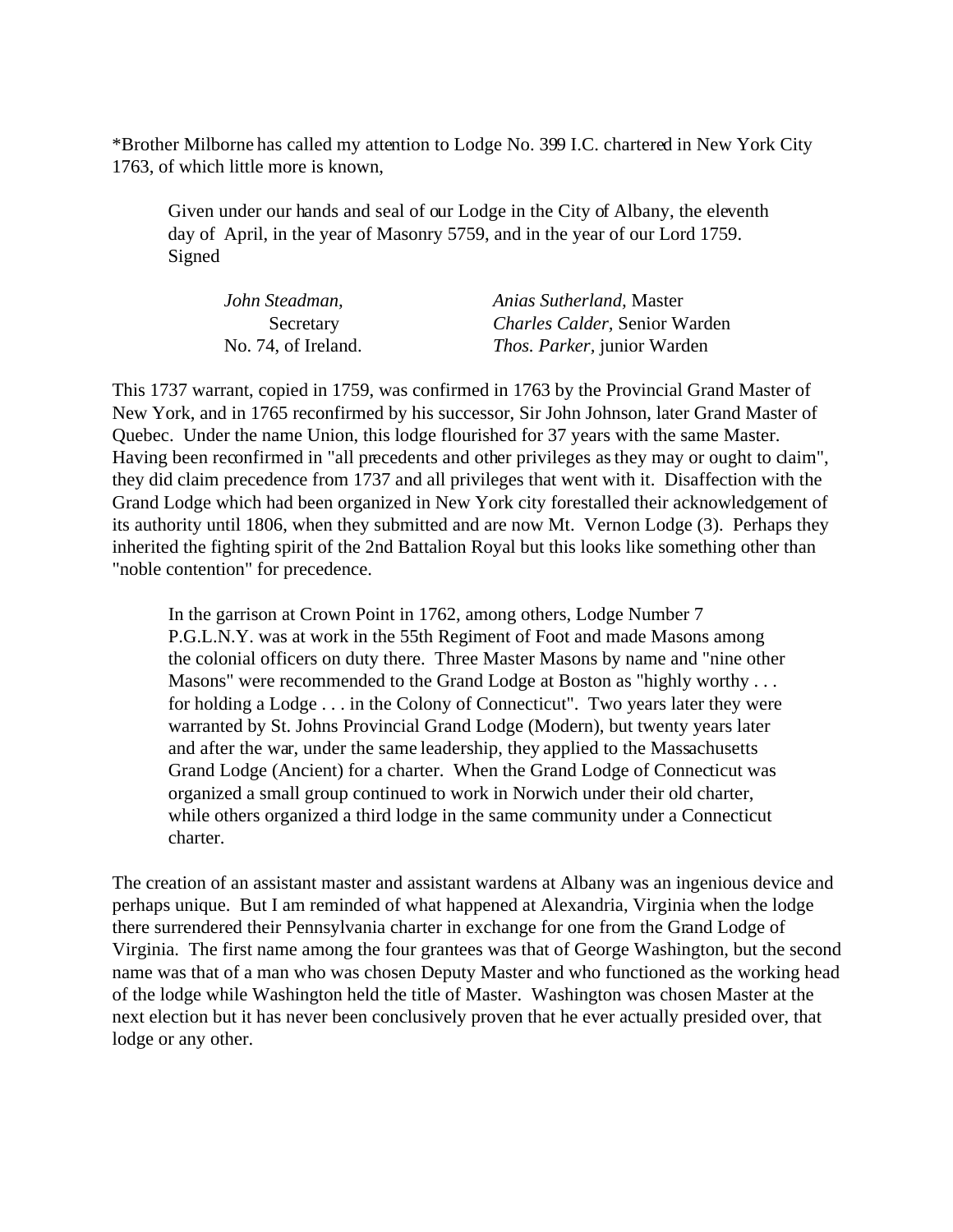*Brother Milborne has called my attention to Lodge No. 399 I.C. chartered in New York City 1763, of which little more is known,

> Given under our hands and seal of our Lodge in the City of Albany, the eleventh day of April, in the year of Masonry 5759, and in the year of our Lord 1759. Signed
>
> *John Steadman,* Secretary No. 74, of Ireland.
>
> *Anias Sutherland,* Master
> *Charles Calder,* Senior Warden
> *Thos. Parker,* junior Warden

This 1737 warrant, copied in 1759, was confirmed in 1763 by the Provincial Grand Master of New York, and in 1765 reconfirmed by his successor, Sir John Johnson, later Grand Master of Quebec. Under the name Union, this lodge flourished for 37 years with the same Master. Having been reconfirmed in "all precedents and other privileges as they may or ought to claim", they did claim precedence from 1737 and all privileges that went with it. Disaffection with the Grand Lodge which had been organized in New York city forestalled their acknowledgement of its authority until 1806, when they submitted and are now Mt. Vernon Lodge (3). Perhaps they inherited the fighting spirit of the 2nd Battalion Royal but this looks like something other than "noble contention" for precedence.

> In the garrison at Crown Point in 1762, among others, Lodge Number 7 P.G.L.N.Y. was at work in the 55th Regiment of Foot and made Masons among the colonial officers on duty there. Three Master Masons by name and "nine other Masons" were recommended to the Grand Lodge at Boston as "highly worthy . . . for holding a Lodge . . . in the Colony of Connecticut". Two years later they were warranted by St. Johns Provincial Grand Lodge (Modern), but twenty years later and after the war, under the same leadership, they applied to the Massachusetts Grand Lodge (Ancient) for a charter. When the Grand Lodge of Connecticut was organized a small group continued to work in Norwich under their old charter, while others organized a third lodge in the same community under a Connecticut charter.

The creation of an assistant master and assistant wardens at Albany was an ingenious device and perhaps unique. But I am reminded of what happened at Alexandria, Virginia when the lodge there surrendered their Pennsylvania charter in exchange for one from the Grand Lodge of Virginia. The first name among the four grantees was that of George Washington, but the second name was that of a man who was chosen Deputy Master and who functioned as the working head of the lodge while Washington held the title of Master. Washington was chosen Master at the next election but it has never been conclusively proven that he ever actually presided over, that lodge or any other.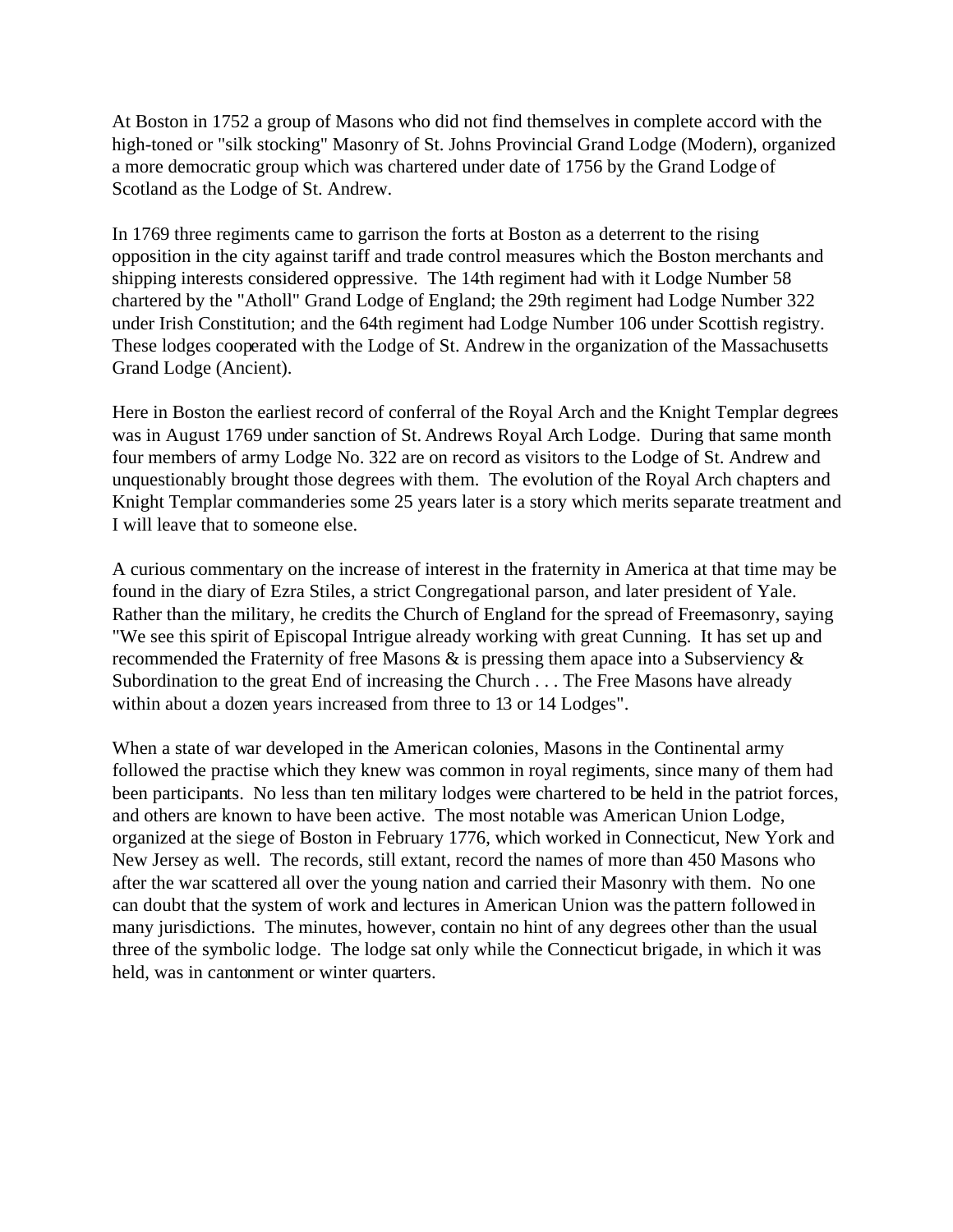At Boston in 1752 a group of Masons who did not find themselves in complete accord with the high-toned or "silk stocking" Masonry of St. Johns Provincial Grand Lodge (Modern), organized a more democratic group which was chartered under date of 1756 by the Grand Lodge of Scotland as the Lodge of St. Andrew.

In 1769 three regiments came to garrison the forts at Boston as a deterrent to the rising opposition in the city against tariff and trade control measures which the Boston merchants and shipping interests considered oppressive. The 14th regiment had with it Lodge Number 58 chartered by the "Atholl" Grand Lodge of England; the 29th regiment had Lodge Number 322 under Irish Constitution; and the 64th regiment had Lodge Number 106 under Scottish registry. These lodges cooperated with the Lodge of St. Andrew in the organization of the Massachusetts Grand Lodge (Ancient).

Here in Boston the earliest record of conferral of the Royal Arch and the Knight Templar degrees was in August 1769 under sanction of St. Andrews Royal Arch Lodge. During that same month four members of army Lodge No. 322 are on record as visitors to the Lodge of St. Andrew and unquestionably brought those degrees with them. The evolution of the Royal Arch chapters and Knight Templar commanderies some 25 years later is a story which merits separate treatment and I will leave that to someone else.

A curious commentary on the increase of interest in the fraternity in America at that time may be found in the diary of Ezra Stiles, a strict Congregational parson, and later president of Yale. Rather than the military, he credits the Church of England for the spread of Freemasonry, saying "We see this spirit of Episcopal Intrigue already working with great Cunning. It has set up and recommended the Fraternity of free Masons & is pressing them apace into a Subserviency & Subordination to the great End of increasing the Church . . . The Free Masons have already within about a dozen years increased from three to 13 or 14 Lodges".

When a state of war developed in the American colonies, Masons in the Continental army followed the practise which they knew was common in royal regiments, since many of them had been participants. No less than ten military lodges were chartered to be held in the patriot forces, and others are known to have been active. The most notable was American Union Lodge, organized at the siege of Boston in February 1776, which worked in Connecticut, New York and New Jersey as well. The records, still extant, record the names of more than 450 Masons who after the war scattered all over the young nation and carried their Masonry with them. No one can doubt that the system of work and lectures in American Union was the pattern followed in many jurisdictions. The minutes, however, contain no hint of any degrees other than the usual three of the symbolic lodge. The lodge sat only while the Connecticut brigade, in which it was held, was in cantonment or winter quarters.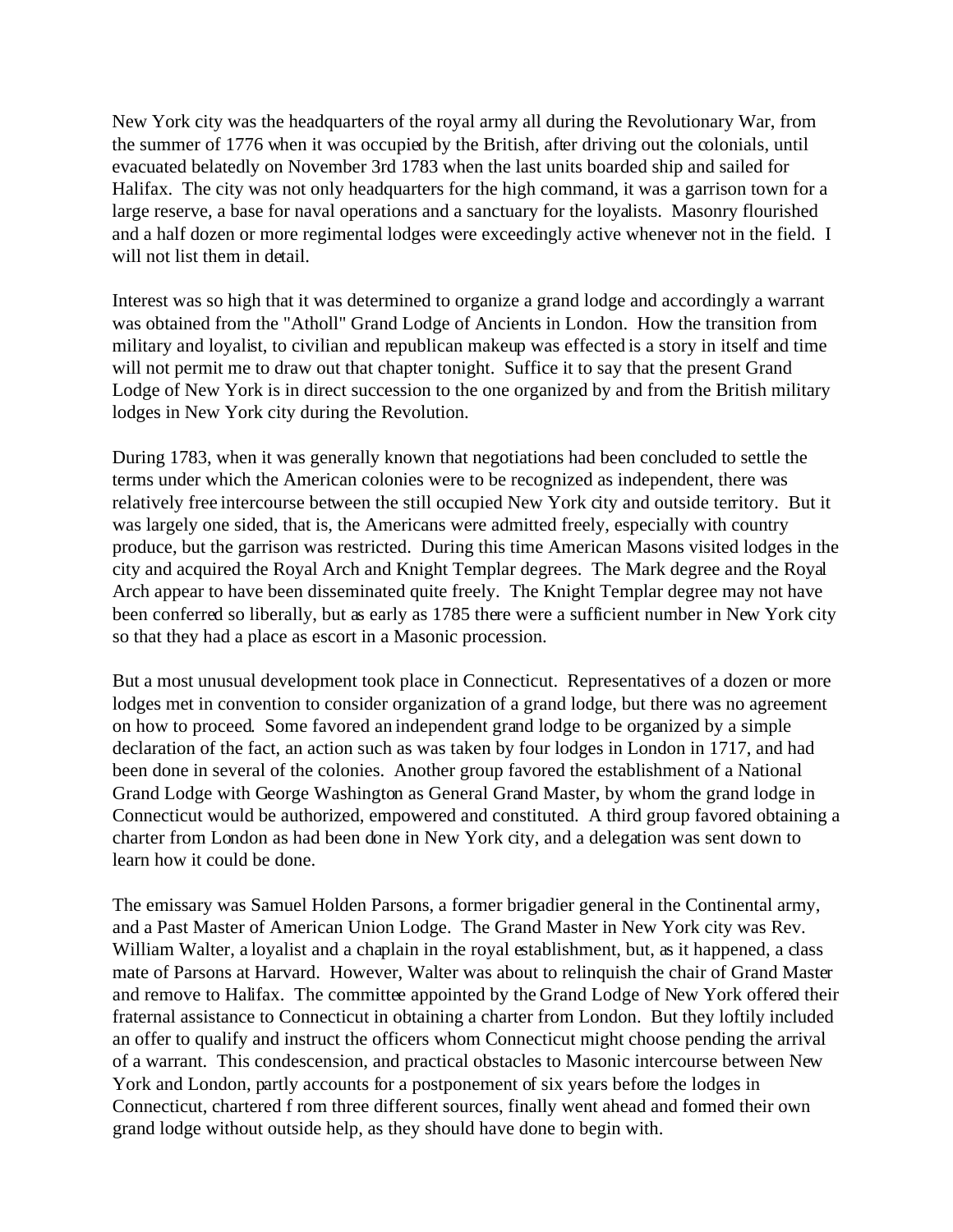New York city was the headquarters of the royal army all during the Revolutionary War, from the summer of 1776 when it was occupied by the British, after driving out the colonials, until evacuated belatedly on November 3rd 1783 when the last units boarded ship and sailed for Halifax. The city was not only headquarters for the high command, it was a garrison town for a large reserve, a base for naval operations and a sanctuary for the loyalists. Masonry flourished and a half dozen or more regimental lodges were exceedingly active whenever not in the field. I will not list them in detail.

Interest was so high that it was determined to organize a grand lodge and accordingly a warrant was obtained from the "Atholl" Grand Lodge of Ancients in London. How the transition from military and loyalist, to civilian and republican makeup was effected is a story in itself and time will not permit me to draw out that chapter tonight. Suffice it to say that the present Grand Lodge of New York is in direct succession to the one organized by and from the British military lodges in New York city during the Revolution.

During 1783, when it was generally known that negotiations had been concluded to settle the terms under which the American colonies were to be recognized as independent, there was relatively free intercourse between the still occupied New York city and outside territory. But it was largely one sided, that is, the Americans were admitted freely, especially with country produce, but the garrison was restricted. During this time American Masons visited lodges in the city and acquired the Royal Arch and Knight Templar degrees. The Mark degree and the Royal Arch appear to have been disseminated quite freely. The Knight Templar degree may not have been conferred so liberally, but as early as 1785 there were a sufficient number in New York city so that they had a place as escort in a Masonic procession.

But a most unusual development took place in Connecticut. Representatives of a dozen or more lodges met in convention to consider organization of a grand lodge, but there was no agreement on how to proceed. Some favored an independent grand lodge to be organized by a simple declaration of the fact, an action such as was taken by four lodges in London in 1717, and had been done in several of the colonies. Another group favored the establishment of a National Grand Lodge with George Washington as General Grand Master, by whom the grand lodge in Connecticut would be authorized, empowered and constituted. A third group favored obtaining a charter from London as had been done in New York city, and a delegation was sent down to learn how it could be done.

The emissary was Samuel Holden Parsons, a former brigadier general in the Continental army, and a Past Master of American Union Lodge. The Grand Master in New York city was Rev. William Walter, a loyalist and a chaplain in the royal establishment, but, as it happened, a class mate of Parsons at Harvard. However, Walter was about to relinquish the chair of Grand Master and remove to Halifax. The committee appointed by the Grand Lodge of New York offered their fraternal assistance to Connecticut in obtaining a charter from London. But they loftily included an offer to qualify and instruct the officers whom Connecticut might choose pending the arrival of a warrant. This condescension, and practical obstacles to Masonic intercourse between New York and London, partly accounts for a postponement of six years before the lodges in Connecticut, chartered f rom three different sources, finally went ahead and formed their own grand lodge without outside help, as they should have done to begin with.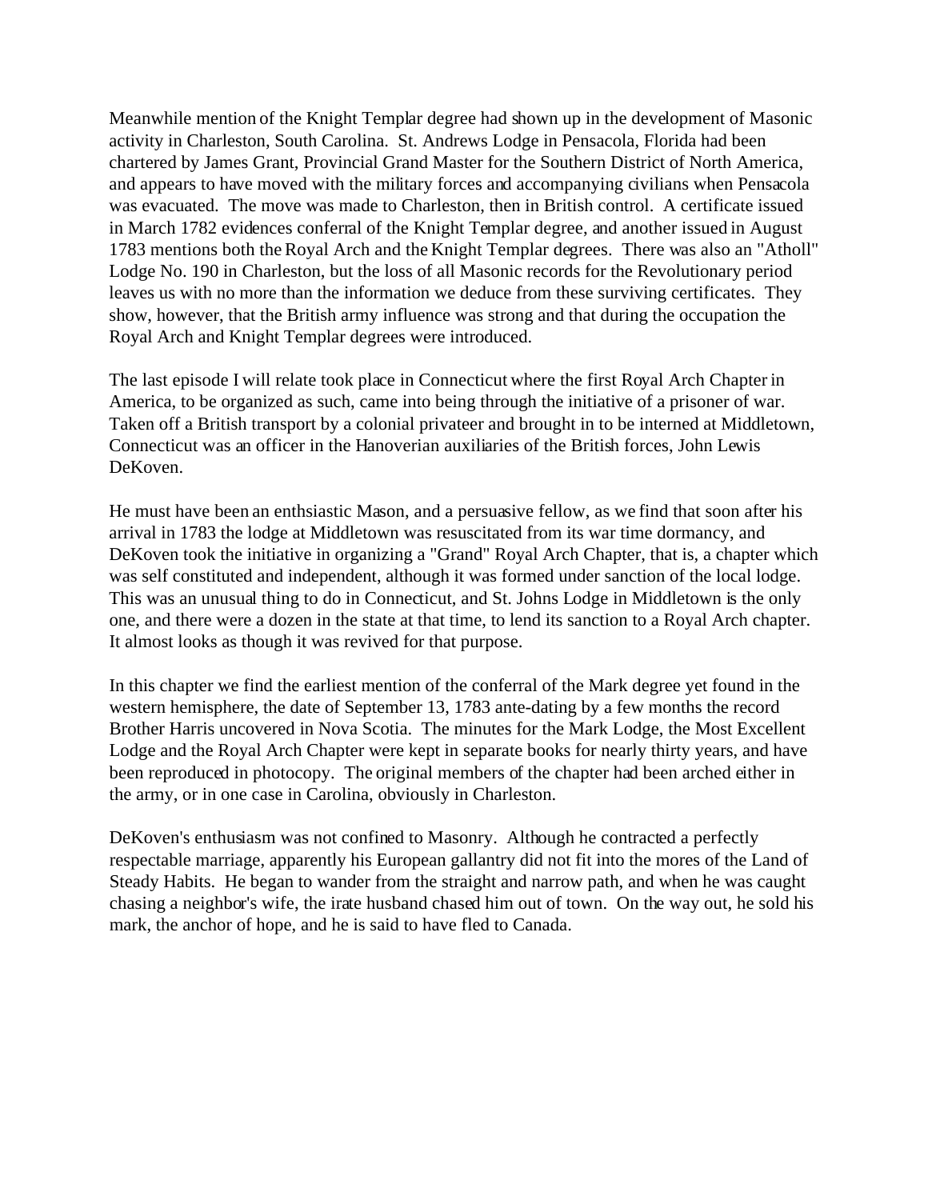Meanwhile mention of the Knight Templar degree had shown up in the development of Masonic activity in Charleston, South Carolina. St. Andrews Lodge in Pensacola, Florida had been chartered by James Grant, Provincial Grand Master for the Southern District of North America, and appears to have moved with the military forces and accompanying civilians when Pensacola was evacuated. The move was made to Charleston, then in British control. A certificate issued in March 1782 evidences conferral of the Knight Templar degree, and another issued in August 1783 mentions both the Royal Arch and the Knight Templar degrees. There was also an "Atholl" Lodge No. 190 in Charleston, but the loss of all Masonic records for the Revolutionary period leaves us with no more than the information we deduce from these surviving certificates. They show, however, that the British army influence was strong and that during the occupation the Royal Arch and Knight Templar degrees were introduced.

The last episode I will relate took place in Connecticut where the first Royal Arch Chapter in America, to be organized as such, came into being through the initiative of a prisoner of war. Taken off a British transport by a colonial privateer and brought in to be interned at Middletown, Connecticut was an officer in the Hanoverian auxiliaries of the British forces, John Lewis DeKoven.

He must have been an enthsiastic Mason, and a persuasive fellow, as we find that soon after his arrival in 1783 the lodge at Middletown was resuscitated from its war time dormancy, and DeKoven took the initiative in organizing a "Grand" Royal Arch Chapter, that is, a chapter which was self constituted and independent, although it was formed under sanction of the local lodge. This was an unusual thing to do in Connecticut, and St. Johns Lodge in Middletown is the only one, and there were a dozen in the state at that time, to lend its sanction to a Royal Arch chapter. It almost looks as though it was revived for that purpose.

In this chapter we find the earliest mention of the conferral of the Mark degree yet found in the western hemisphere, the date of September 13, 1783 ante-dating by a few months the record Brother Harris uncovered in Nova Scotia. The minutes for the Mark Lodge, the Most Excellent Lodge and the Royal Arch Chapter were kept in separate books for nearly thirty years, and have been reproduced in photocopy. The original members of the chapter had been arched either in the army, or in one case in Carolina, obviously in Charleston.

DeKoven's enthusiasm was not confined to Masonry. Although he contracted a perfectly respectable marriage, apparently his European gallantry did not fit into the mores of the Land of Steady Habits. He began to wander from the straight and narrow path, and when he was caught chasing a neighbor's wife, the irate husband chased him out of town. On the way out, he sold his mark, the anchor of hope, and he is said to have fled to Canada.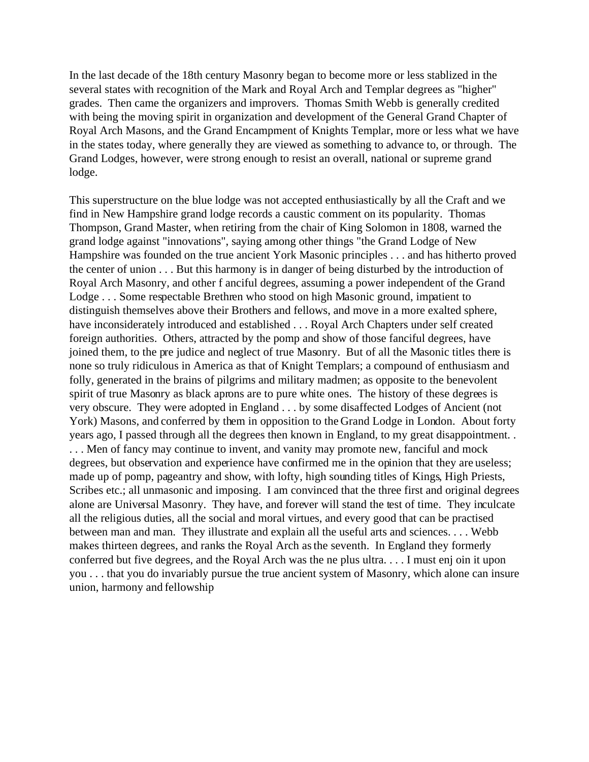In the last decade of the 18th century Masonry began to become more or less stablized in the several states with recognition of the Mark and Royal Arch and Templar degrees as "higher" grades. Then came the organizers and improvers. Thomas Smith Webb is generally credited with being the moving spirit in organization and development of the General Grand Chapter of Royal Arch Masons, and the Grand Encampment of Knights Templar, more or less what we have in the states today, where generally they are viewed as something to advance to, or through. The Grand Lodges, however, were strong enough to resist an overall, national or supreme grand lodge.

This superstructure on the blue lodge was not accepted enthusiastically by all the Craft and we find in New Hampshire grand lodge records a caustic comment on its popularity. Thomas Thompson, Grand Master, when retiring from the chair of King Solomon in 1808, warned the grand lodge against "innovations", saying among other things "the Grand Lodge of New Hampshire was founded on the true ancient York Masonic principles . . . and has hitherto proved the center of union . . . But this harmony is in danger of being disturbed by the introduction of Royal Arch Masonry, and other f anciful degrees, assuming a power independent of the Grand Lodge . . . Some respectable Brethren who stood on high Masonic ground, impatient to distinguish themselves above their Brothers and fellows, and move in a more exalted sphere, have inconsiderately introduced and established . . . Royal Arch Chapters under self created foreign authorities. Others, attracted by the pomp and show of those fanciful degrees, have joined them, to the pre judice and neglect of true Masonry. But of all the Masonic titles there is none so truly ridiculous in America as that of Knight Templars; a compound of enthusiasm and folly, generated in the brains of pilgrims and military madmen; as opposite to the benevolent spirit of true Masonry as black aprons are to pure white ones. The history of these degrees is very obscure. They were adopted in England . . . by some disaffected Lodges of Ancient (not York) Masons, and conferred by them in opposition to the Grand Lodge in London. About forty years ago, I passed through all the degrees then known in England, to my great disappointment. . . . . Men of fancy may continue to invent, and vanity may promote new, fanciful and mock degrees, but observation and experience have confirmed me in the opinion that they are useless; made up of pomp, pageantry and show, with lofty, high sounding titles of Kings, High Priests, Scribes etc.; all unmasonic and imposing. I am convinced that the three first and original degrees alone are Universal Masonry. They have, and forever will stand the test of time. They inculcate all the religious duties, all the social and moral virtues, and every good that can be practised between man and man. They illustrate and explain all the useful arts and sciences. . . . Webb makes thirteen degrees, and ranks the Royal Arch as the seventh. In England they formerly conferred but five degrees, and the Royal Arch was the ne plus ultra. . . . I must enj oin it upon you . . . that you do invariably pursue the true ancient system of Masonry, which alone can insure union, harmony and fellowship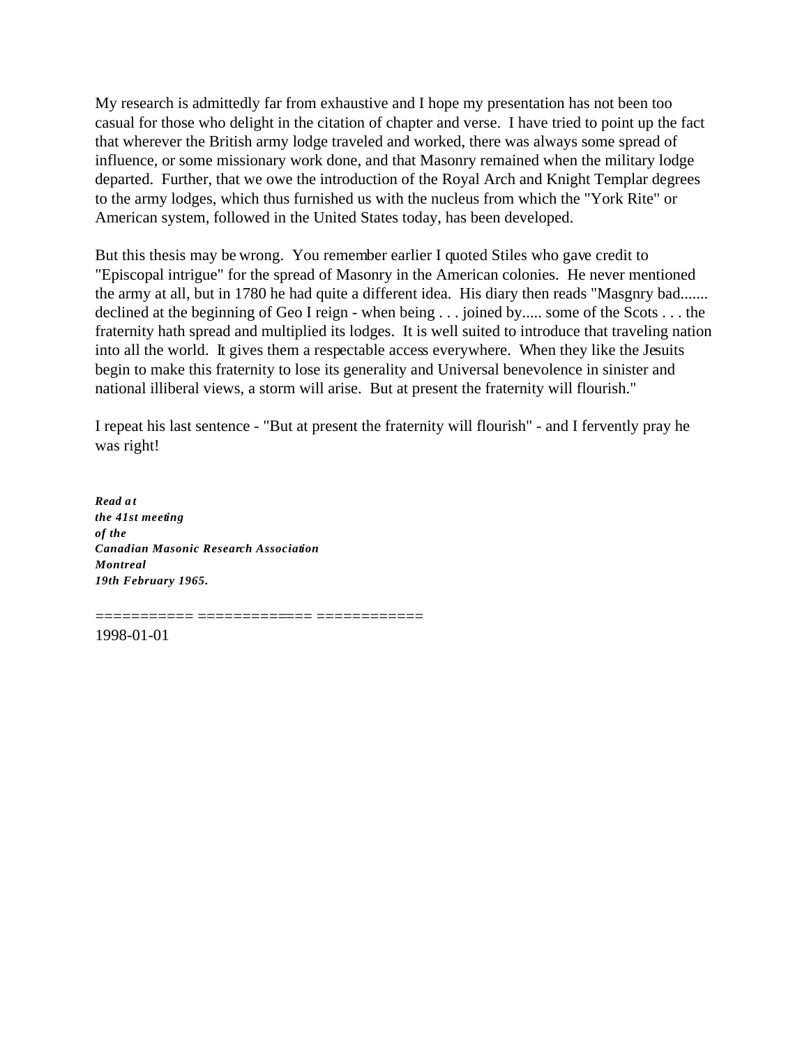My research is admittedly far from exhaustive and I hope my presentation has not been too casual for those who delight in the citation of chapter and verse. I have tried to point up the fact that wherever the British army lodge traveled and worked, there was always some spread of influence, or some missionary work done, and that Masonry remained when the military lodge departed. Further, that we owe the introduction of the Royal Arch and Knight Templar degrees to the army lodges, which thus furnished us with the nucleus from which the "York Rite" or American system, followed in the United States today, has been developed.

But this thesis may be wrong. You remember earlier I quoted Stiles who gave credit to "Episcopal intrigue" for the spread of Masonry in the American colonies. He never mentioned the army at all, but in 1780 he had quite a different idea. His diary then reads "Masgnry bad....... declined at the beginning of Geo I reign - when being . . . joined by..... some of the Scots . . . the fraternity hath spread and multiplied its lodges. It is well suited to introduce that traveling nation into all the world. It gives them a respectable access everywhere. When they like the Jesuits begin to make this fraternity to lose its generality and Universal benevolence in sinister and national illiberal views, a storm will arise. But at present the fraternity will flourish."

I repeat his last sentence - "But at present the fraternity will flourish" - and I fervently pray he was right!

***Read at***
***the 41st meeting***
***of the***
***Canadian Masonic Research Association***
***Montreal***
***19th February 1965.***

=========== ============= ============

1998-01-01